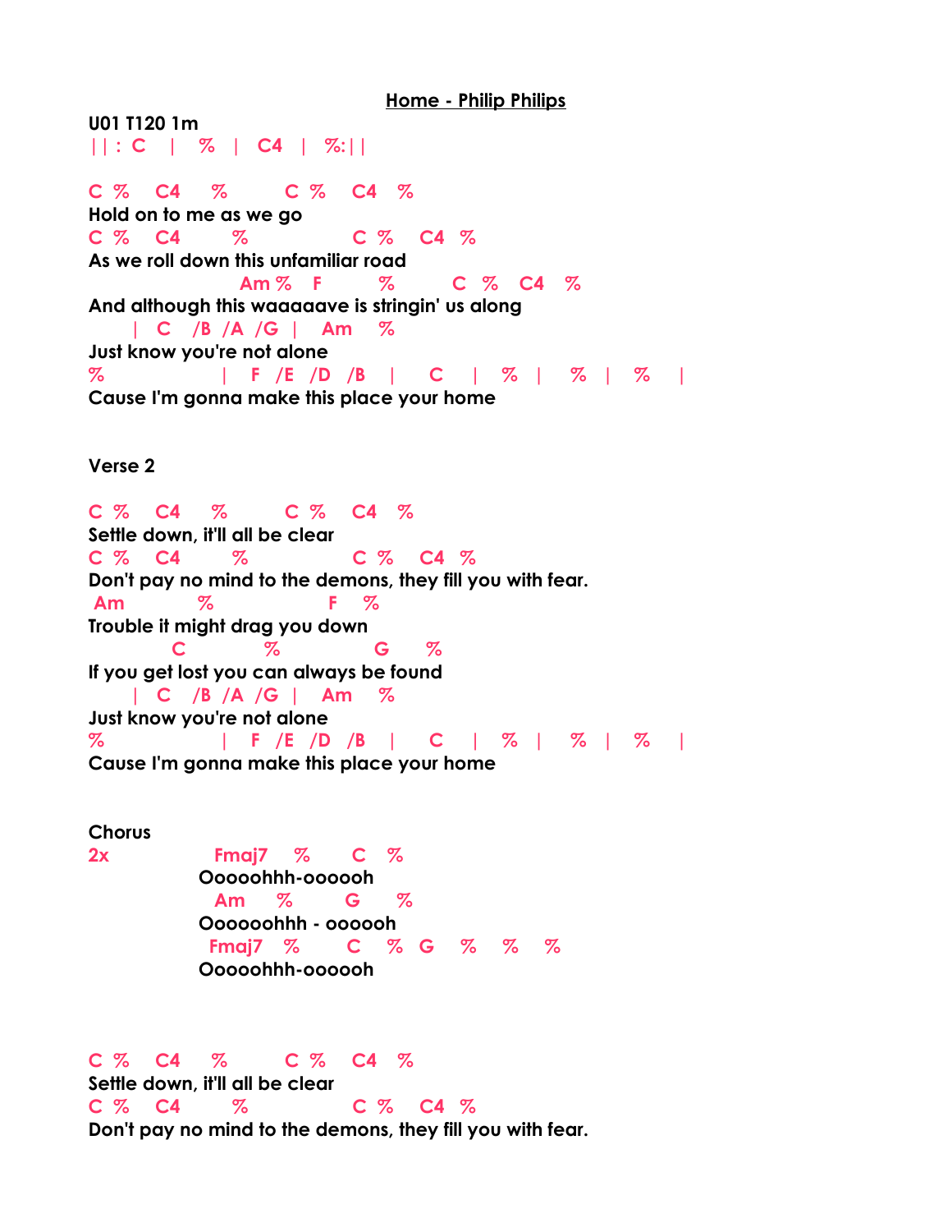# <u>Home - Philip Philips</u>

**U01 T120 1m**

```
||: C   |   %  |  C4  |  %:||

C %    C4    %        C %    C4   %
Hold on to me as we go
C %    C4       %              C %    C4  %
As we roll down this unfamiliar road
                         Am %    F          %          C  %    C4   %
And although this waaaaave is stringin' us along
      |  C   /B  /A  /G  |    Am     %
Just know you're not alone
%                   |   F  /E  /D  /B   |     C    |   %   |    %   |    %    |
Cause I'm gonna make this place your home
```

**Verse 2**

```
C %    C4    %        C %    C4   %
Settle down, it'll all be clear
C %    C4       %              C %    C4  %
Don't pay no mind to the demons, they fill you with fear.
 Am           %                  F    %
Trouble it might drag you down
           C            %               G     %
If you get lost you can always be found
      |  C   /B  /A  /G  |    Am     %
Just know you're not alone
%                   |   F  /E  /D  /B   |     C    |   %   |    %   |    %    |
Cause I'm gonna make this place your home
```

**Chorus**

```
2x            Fmaj7    %       C    %
            Ooooohhh-oooooh
              Am     %        G      %
            Oooooohhh - oooooh
             Fmaj7   %       C    %  G    %    %    %
            Ooooohhh-oooooh
```

```
C %    C4    %        C %    C4   %
Settle down, it'll all be clear
C %    C4       %              C %    C4  %
Don't pay no mind to the demons, they fill you with fear.
```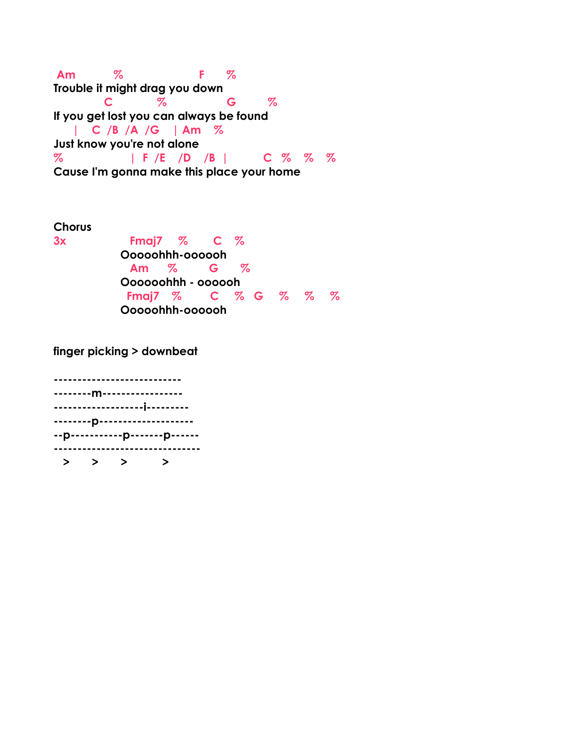```
 Am          %                       F      %
Trouble it might drag you down
             C           %                 G        %
If you get lost you can always be found
     |    C  /B  /A  /G     | Am    %
Just know you're not alone
%                   |  F  /E    /D    /B  |          C   %    %    %
Cause I'm gonna make this place your home
```

Chorus

```
3x               Fmaj7    %       C    %
               Ooooohhh-oooooh
                 Am     %        G      %
               Oooooohhh - oooooh
                Fmaj7   %        C    %   G    %    %    %
               Ooooohhh-oooooh
```

finger picking > downbeat

```
--------------------------
--------m-----------------
------------------i---------
--------p--------------------
--p-----------p-------p------
------------------------------
  >      >      >         >
```